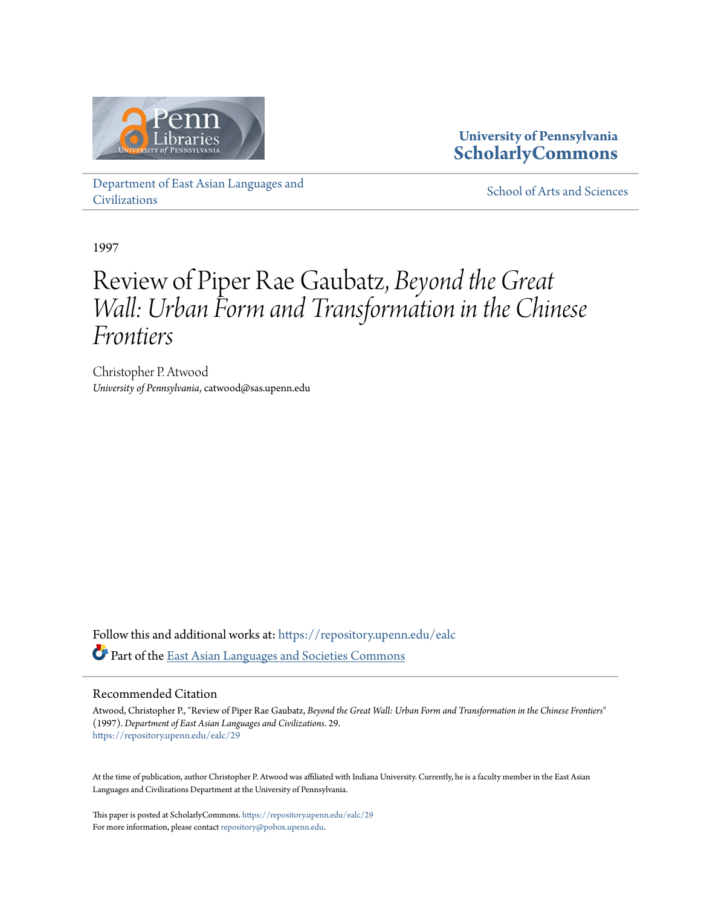University of Pennsylvania
**ScholarlyCommons**

Department of East Asian Languages and Civilizations

School of Arts and Sciences

1997

# Review of Piper Rae Gaubatz, *Beyond the Great Wall: Urban Form and Transformation in the Chinese Frontiers*

Christopher P. Atwood
*University of Pennsylvania*, catwood@sas.upenn.edu

Follow this and additional works at: https://repository.upenn.edu/ealc

Part of the East Asian Languages and Societies Commons

## Recommended Citation

Atwood, Christopher P., "Review of Piper Rae Gaubatz, *Beyond the Great Wall: Urban Form and Transformation in the Chinese Frontiers*" (1997). *Department of East Asian Languages and Civilizations*. 29.
https://repository.upenn.edu/ealc/29

At the time of publication, author Christopher P. Atwood was affiliated with Indiana University. Currently, he is a faculty member in the East Asian Languages and Civilizations Department at the University of Pennsylvania.

This paper is posted at ScholarlyCommons. https://repository.upenn.edu/ealc/29
For more information, please contact repository@pobox.upenn.edu.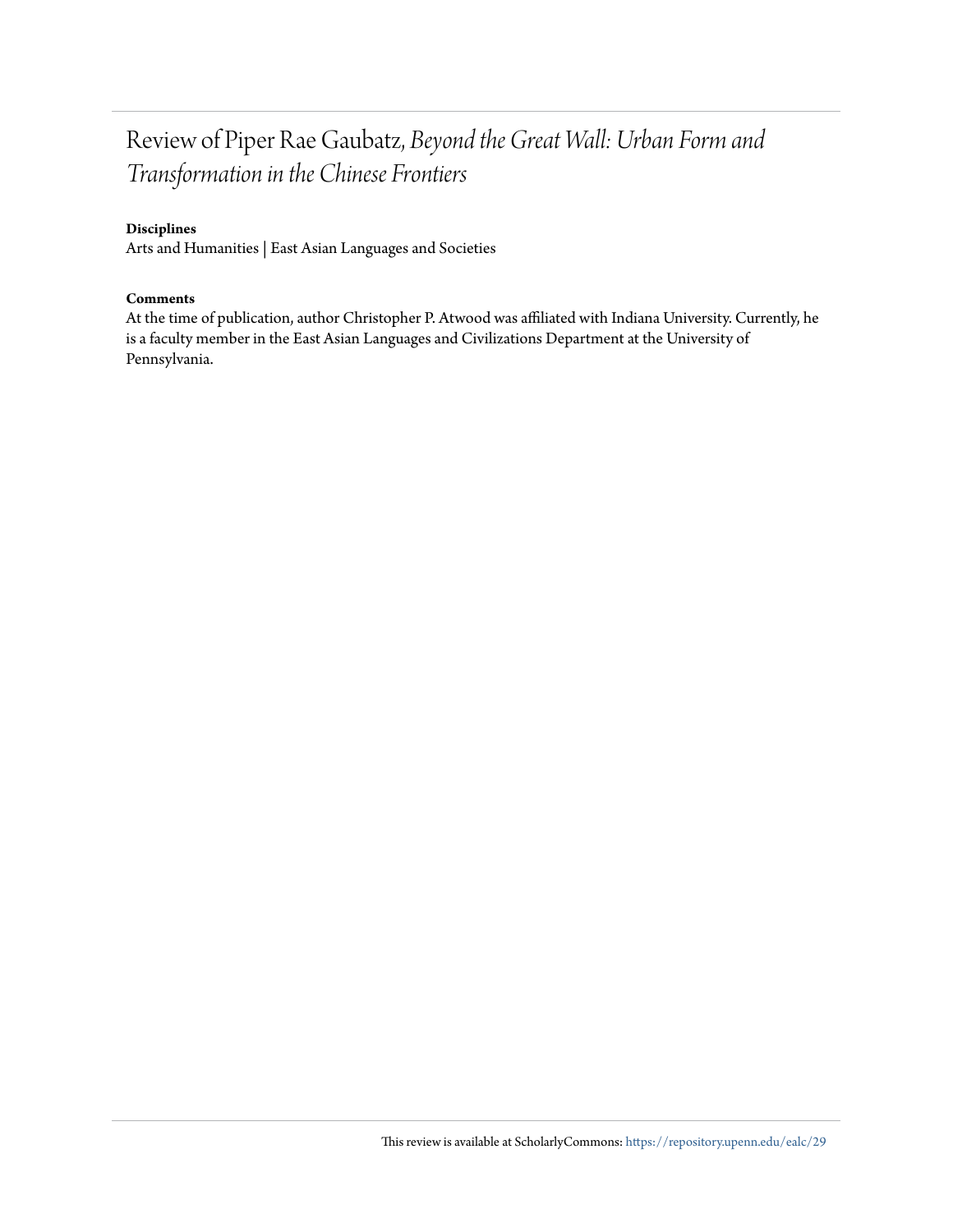# Review of Piper Rae Gaubatz, *Beyond the Great Wall: Urban Form and Transformation in the Chinese Frontiers*

**Disciplines**

Arts and Humanities | East Asian Languages and Societies

**Comments**

At the time of publication, author Christopher P. Atwood was affiliated with Indiana University. Currently, he is a faculty member in the East Asian Languages and Civilizations Department at the University of Pennsylvania.

This review is available at ScholarlyCommons: https://repository.upenn.edu/ealc/29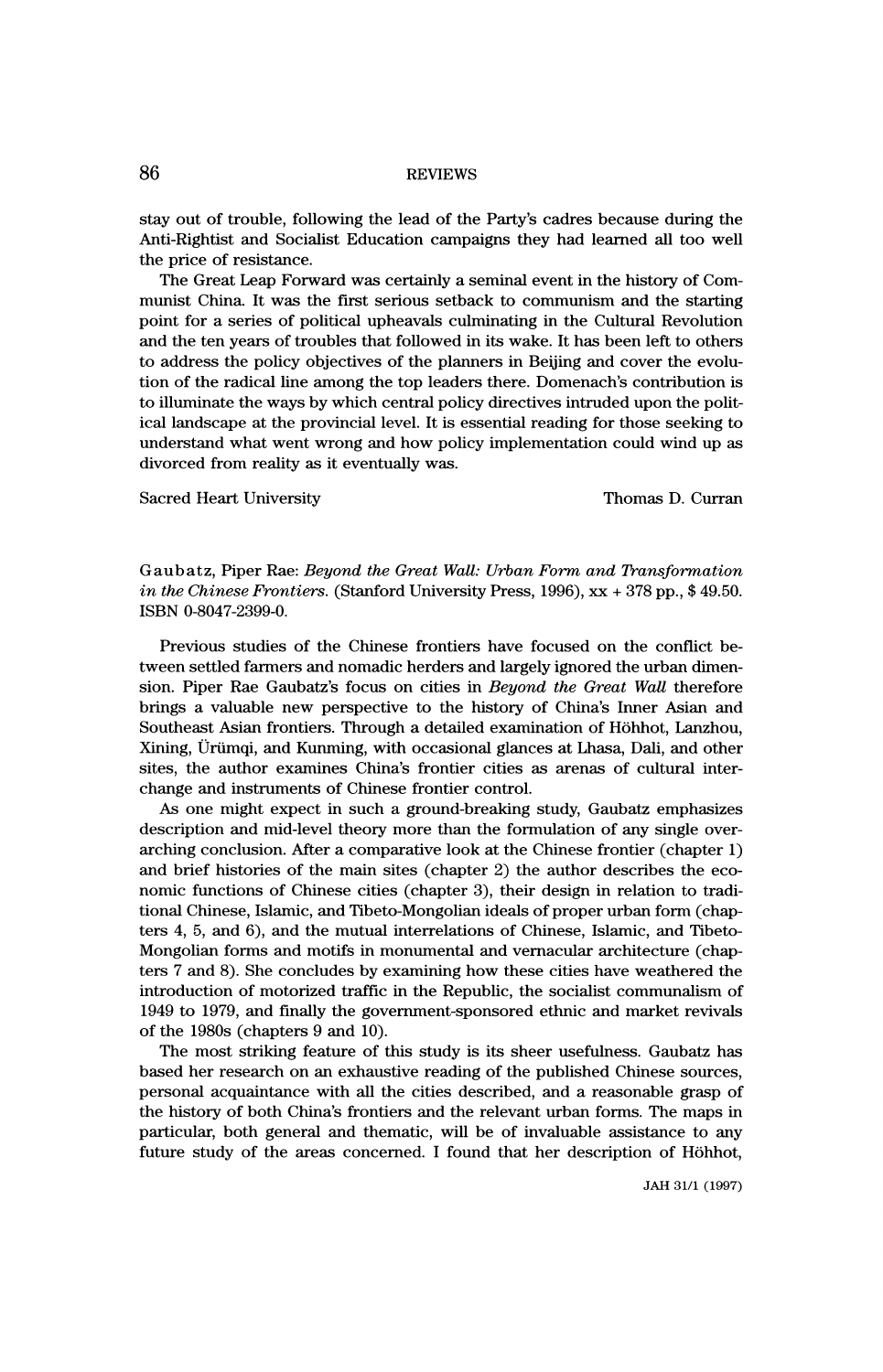stay out of trouble, following the lead of the Party's cadres because during the Anti-Rightist and Socialist Education campaigns they had learned all too well the price of resistance.

The Great Leap Forward was certainly a seminal event in the history of Communist China. It was the first serious setback to communism and the starting point for a series of political upheavals culminating in the Cultural Revolution and the ten years of troubles that followed in its wake. It has been left to others to address the policy objectives of the planners in Beijing and cover the evolution of the radical line among the top leaders there. Domenach's contribution is to illuminate the ways by which central policy directives intruded upon the political landscape at the provincial level. It is essential reading for those seeking to understand what went wrong and how policy implementation could wind up as divorced from reality as it eventually was.

Sacred Heart University — Thomas D. Curran

Gaubatz, Piper Rae: *Beyond the Great Wall: Urban Form and Transformation in the Chinese Frontiers*. (Stanford University Press, 1996), xx + 378 pp., $ 49.50. ISBN 0-8047-2399-0.

Previous studies of the Chinese frontiers have focused on the conflict between settled farmers and nomadic herders and largely ignored the urban dimension. Piper Rae Gaubatz's focus on cities in *Beyond the Great Wall* therefore brings a valuable new perspective to the history of China's Inner Asian and Southeast Asian frontiers. Through a detailed examination of Höhhot, Lanzhou, Xining, Ürümqi, and Kunming, with occasional glances at Lhasa, Dali, and other sites, the author examines China's frontier cities as arenas of cultural interchange and instruments of Chinese frontier control.

As one might expect in such a ground-breaking study, Gaubatz emphasizes description and mid-level theory more than the formulation of any single overarching conclusion. After a comparative look at the Chinese frontier (chapter 1) and brief histories of the main sites (chapter 2) the author describes the economic functions of Chinese cities (chapter 3), their design in relation to traditional Chinese, Islamic, and Tibeto-Mongolian ideals of proper urban form (chapters 4, 5, and 6), and the mutual interrelations of Chinese, Islamic, and Tibeto-Mongolian forms and motifs in monumental and vernacular architecture (chapters 7 and 8). She concludes by examining how these cities have weathered the introduction of motorized traffic in the Republic, the socialist communalism of 1949 to 1979, and finally the government-sponsored ethnic and market revivals of the 1980s (chapters 9 and 10).

The most striking feature of this study is its sheer usefulness. Gaubatz has based her research on an exhaustive reading of the published Chinese sources, personal acquaintance with all the cities described, and a reasonable grasp of the history of both China's frontiers and the relevant urban forms. The maps in particular, both general and thematic, will be of invaluable assistance to any future study of the areas concerned. I found that her description of Höhhot,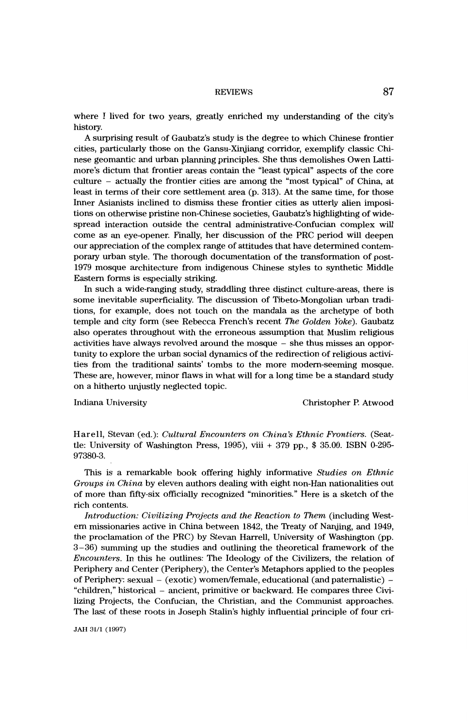where I lived for two years, greatly enriched my understanding of the city's history.

A surprising result of Gaubatz's study is the degree to which Chinese frontier cities, particularly those on the Gansu-Xinjiang corridor, exemplify classic Chinese geomantic and urban planning principles. She thus demolishes Owen Lattimore's dictum that frontier areas contain the "least typical" aspects of the core culture – actually the frontier cities are among the "most typical" of China, at least in terms of their core settlement area (p. 313). At the same time, for those Inner Asianists inclined to dismiss these frontier cities as utterly alien impositions on otherwise pristine non-Chinese societies, Gaubatz's highlighting of widespread interaction outside the central administrative-Confucian complex will come as an eye-opener. Finally, her discussion of the PRC period will deepen our appreciation of the complex range of attitudes that have determined contemporary urban style. The thorough documentation of the transformation of post-1979 mosque architecture from indigenous Chinese styles to synthetic Middle Eastern forms is especially striking.

In such a wide-ranging study, straddling three distinct culture-areas, there is some inevitable superficiality. The discussion of Tibeto-Mongolian urban traditions, for example, does not touch on the mandala as the archetype of both temple and city form (see Rebecca French's recent *The Golden Yoke*). Gaubatz also operates throughout with the erroneous assumption that Muslim religious activities have always revolved around the mosque – she thus misses an opportunity to explore the urban social dynamics of the redirection of religious activities from the traditional saints' tombs to the more modern-seeming mosque. These are, however, minor flaws in what will for a long time be a standard study on a hitherto unjustly neglected topic.

Indiana University — Christopher P. Atwood

Harell, Stevan (ed.): *Cultural Encounters on China's Ethnic Frontiers*. (Seattle: University of Washington Press, 1995), viii + 379 pp., $ 35.00. ISBN 0-295-97380-3.

This is a remarkable book offering highly informative *Studies on Ethnic Groups in China* by eleven authors dealing with eight non-Han nationalities out of more than fifty-six officially recognized "minorities." Here is a sketch of the rich contents.

*Introduction: Civilizing Projects and the Reaction to Them* (including Western missionaries active in China between 1842, the Treaty of Nanjing, and 1949, the proclamation of the PRC) by Stevan Harrell, University of Washington (pp. 3–36) summing up the studies and outlining the theoretical framework of the *Encounters*. In this he outlines: The Ideology of the Civilizers, the relation of Periphery and Center (Periphery), the Center's Metaphors applied to the peoples of Periphery: sexual – (exotic) women/female, educational (and paternalistic) – "children," historical – ancient, primitive or backward. He compares three Civilizing Projects, the Confucian, the Christian, and the Communist approaches. The last of these roots in Joseph Stalin's highly influential principle of four cri-